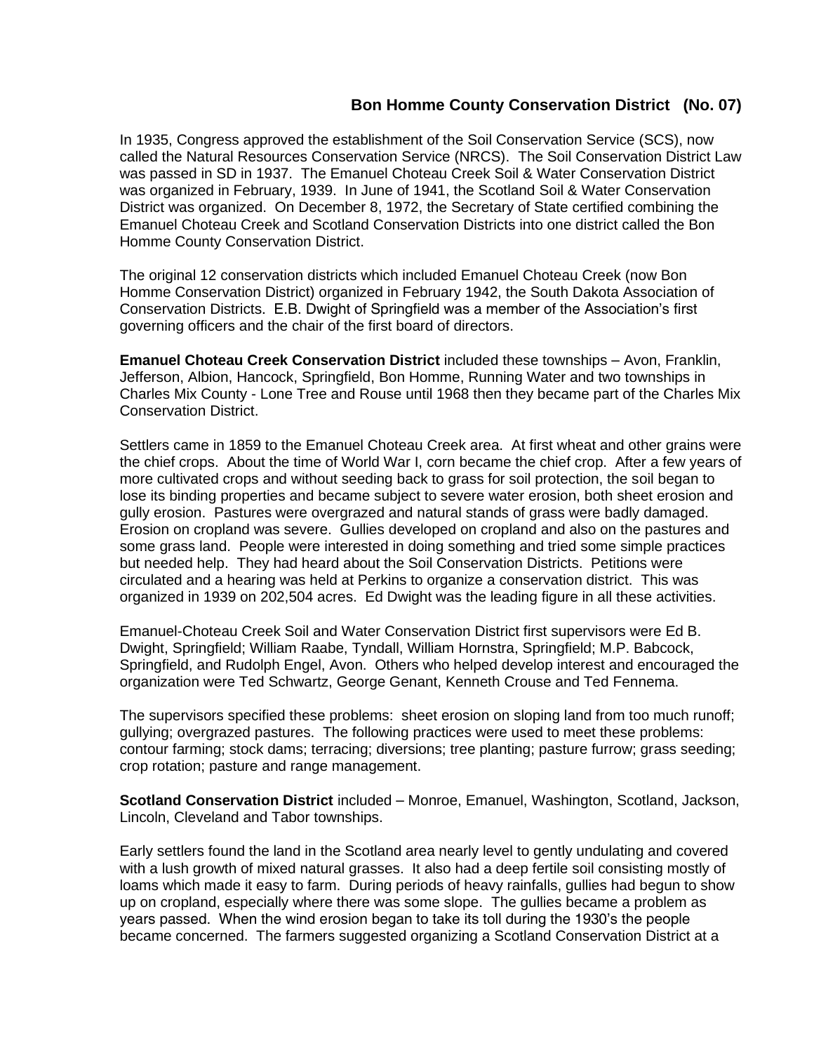# Bon Homme County Conservation District (No. 07)

In 1935, Congress approved the establishment of the Soil Conservation Service (SCS), now called the Natural Resources Conservation Service (NRCS). The Soil Conservation District Law was passed in SD in 1937. The Emanuel Choteau Creek Soil & Water Conservation District was organized in February, 1939. In June of 1941, the Scotland Soil & Water Conservation District was organized. On December 8, 1972, the Secretary of State certified combining the Emanuel Choteau Creek and Scotland Conservation Districts into one district called the Bon Homme County Conservation District.

The original 12 conservation districts which included Emanuel Choteau Creek (now Bon Homme Conservation District) organized in February 1942, the South Dakota Association of Conservation Districts. E.B. Dwight of Springfield was a member of the Association's first governing officers and the chair of the first board of directors.

**Emanuel Choteau Creek Conservation District** included these townships – Avon, Franklin, Jefferson, Albion, Hancock, Springfield, Bon Homme, Running Water and two townships in Charles Mix County - Lone Tree and Rouse until 1968 then they became part of the Charles Mix Conservation District.

Settlers came in 1859 to the Emanuel Choteau Creek area. At first wheat and other grains were the chief crops. About the time of World War I, corn became the chief crop. After a few years of more cultivated crops and without seeding back to grass for soil protection, the soil began to lose its binding properties and became subject to severe water erosion, both sheet erosion and gully erosion. Pastures were overgrazed and natural stands of grass were badly damaged. Erosion on cropland was severe. Gullies developed on cropland and also on the pastures and some grass land. People were interested in doing something and tried some simple practices but needed help. They had heard about the Soil Conservation Districts. Petitions were circulated and a hearing was held at Perkins to organize a conservation district. This was organized in 1939 on 202,504 acres. Ed Dwight was the leading figure in all these activities.

Emanuel-Choteau Creek Soil and Water Conservation District first supervisors were Ed B. Dwight, Springfield; William Raabe, Tyndall, William Hornstra, Springfield; M.P. Babcock, Springfield, and Rudolph Engel, Avon. Others who helped develop interest and encouraged the organization were Ted Schwartz, George Genant, Kenneth Crouse and Ted Fennema.

The supervisors specified these problems: sheet erosion on sloping land from too much runoff; gullying; overgrazed pastures. The following practices were used to meet these problems: contour farming; stock dams; terracing; diversions; tree planting; pasture furrow; grass seeding; crop rotation; pasture and range management.

**Scotland Conservation District** included – Monroe, Emanuel, Washington, Scotland, Jackson, Lincoln, Cleveland and Tabor townships.

Early settlers found the land in the Scotland area nearly level to gently undulating and covered with a lush growth of mixed natural grasses. It also had a deep fertile soil consisting mostly of loams which made it easy to farm. During periods of heavy rainfalls, gullies had begun to show up on cropland, especially where there was some slope. The gullies became a problem as years passed. When the wind erosion began to take its toll during the 1930's the people became concerned. The farmers suggested organizing a Scotland Conservation District at a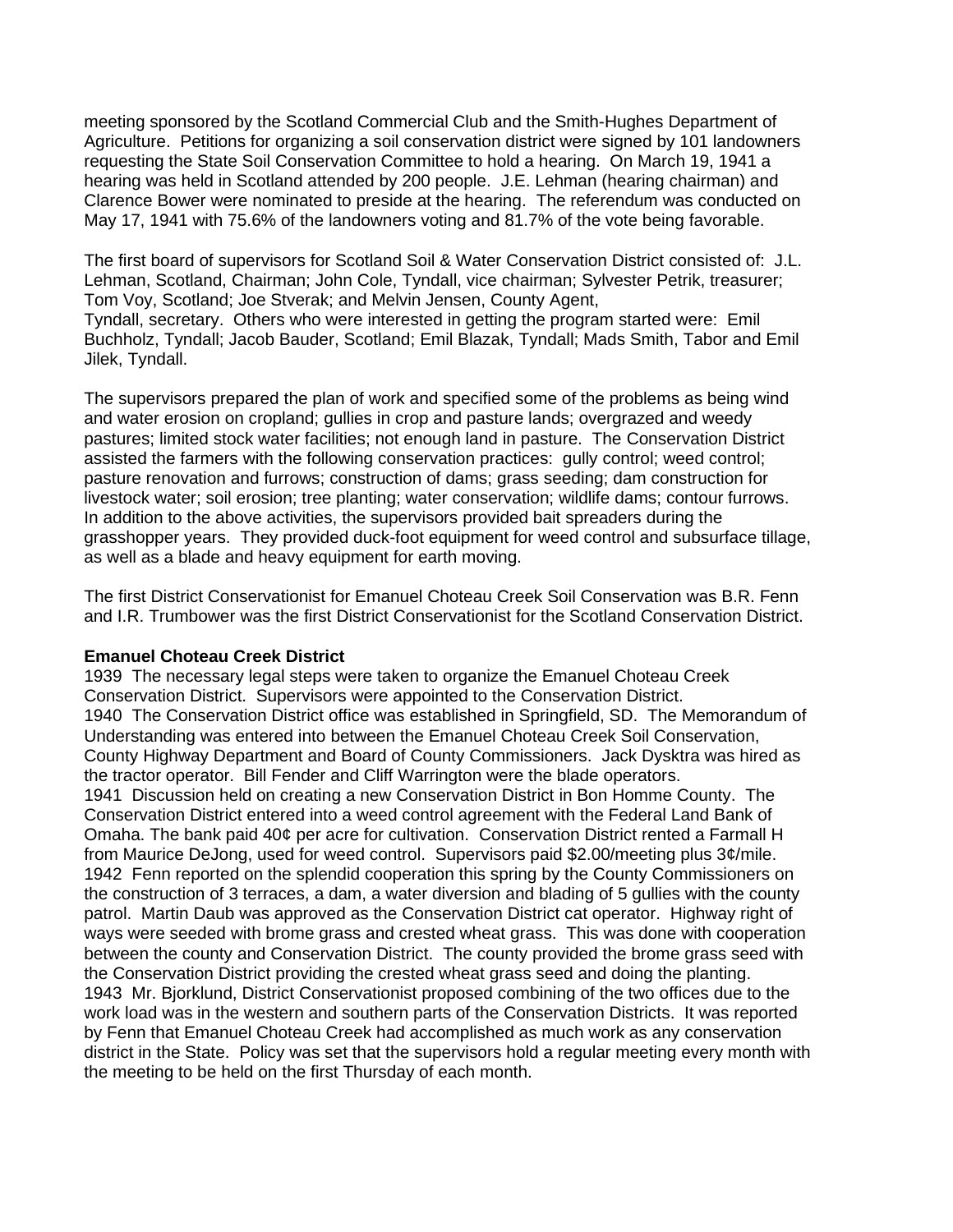meeting sponsored by the Scotland Commercial Club and the Smith-Hughes Department of Agriculture. Petitions for organizing a soil conservation district were signed by 101 landowners requesting the State Soil Conservation Committee to hold a hearing. On March 19, 1941 a hearing was held in Scotland attended by 200 people. J.E. Lehman (hearing chairman) and Clarence Bower were nominated to preside at the hearing. The referendum was conducted on May 17, 1941 with 75.6% of the landowners voting and 81.7% of the vote being favorable.

The first board of supervisors for Scotland Soil & Water Conservation District consisted of: J.L. Lehman, Scotland, Chairman; John Cole, Tyndall, vice chairman; Sylvester Petrik, treasurer; Tom Voy, Scotland; Joe Stverak; and Melvin Jensen, County Agent, Tyndall, secretary. Others who were interested in getting the program started were: Emil Buchholz, Tyndall; Jacob Bauder, Scotland; Emil Blazak, Tyndall; Mads Smith, Tabor and Emil Jilek, Tyndall.

The supervisors prepared the plan of work and specified some of the problems as being wind and water erosion on cropland; gullies in crop and pasture lands; overgrazed and weedy pastures; limited stock water facilities; not enough land in pasture. The Conservation District assisted the farmers with the following conservation practices: gully control; weed control; pasture renovation and furrows; construction of dams; grass seeding; dam construction for livestock water; soil erosion; tree planting; water conservation; wildlife dams; contour furrows. In addition to the above activities, the supervisors provided bait spreaders during the grasshopper years. They provided duck-foot equipment for weed control and subsurface tillage, as well as a blade and heavy equipment for earth moving.

The first District Conservationist for Emanuel Choteau Creek Soil Conservation was B.R. Fenn and I.R. Trumbower was the first District Conservationist for the Scotland Conservation District.

**Emanuel Choteau Creek District**

1939 The necessary legal steps were taken to organize the Emanuel Choteau Creek Conservation District. Supervisors were appointed to the Conservation District.

1940 The Conservation District office was established in Springfield, SD. The Memorandum of Understanding was entered into between the Emanuel Choteau Creek Soil Conservation, County Highway Department and Board of County Commissioners. Jack Dysktra was hired as the tractor operator. Bill Fender and Cliff Warrington were the blade operators.

1941 Discussion held on creating a new Conservation District in Bon Homme County. The Conservation District entered into a weed control agreement with the Federal Land Bank of Omaha. The bank paid 40¢ per acre for cultivation. Conservation District rented a Farmall H from Maurice DeJong, used for weed control. Supervisors paid $2.00/meeting plus 3¢/mile.

1942 Fenn reported on the splendid cooperation this spring by the County Commissioners on the construction of 3 terraces, a dam, a water diversion and blading of 5 gullies with the county patrol. Martin Daub was approved as the Conservation District cat operator. Highway right of ways were seeded with brome grass and crested wheat grass. This was done with cooperation between the county and Conservation District. The county provided the brome grass seed with the Conservation District providing the crested wheat grass seed and doing the planting.

1943 Mr. Bjorklund, District Conservationist proposed combining of the two offices due to the work load was in the western and southern parts of the Conservation Districts. It was reported by Fenn that Emanuel Choteau Creek had accomplished as much work as any conservation district in the State. Policy was set that the supervisors hold a regular meeting every month with the meeting to be held on the first Thursday of each month.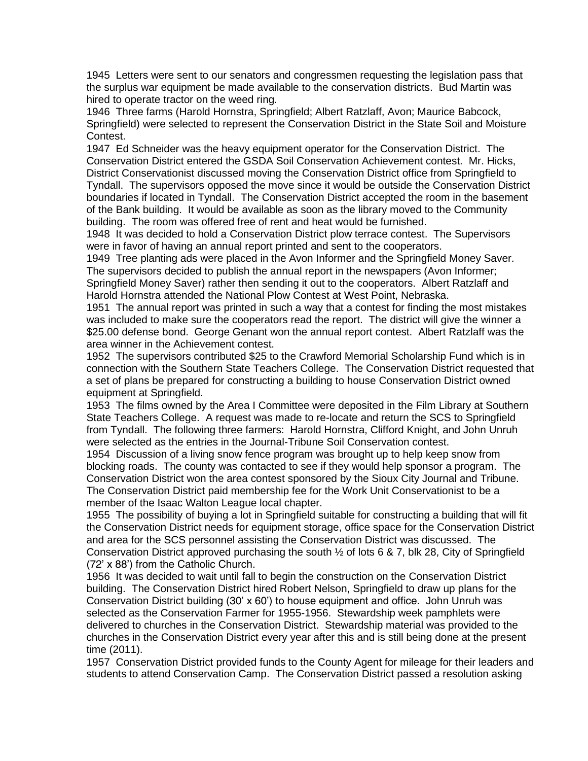1945 Letters were sent to our senators and congressmen requesting the legislation pass that the surplus war equipment be made available to the conservation districts. Bud Martin was hired to operate tractor on the weed ring.

1946 Three farms (Harold Hornstra, Springfield; Albert Ratzlaff, Avon; Maurice Babcock, Springfield) were selected to represent the Conservation District in the State Soil and Moisture Contest.

1947 Ed Schneider was the heavy equipment operator for the Conservation District. The Conservation District entered the GSDA Soil Conservation Achievement contest. Mr. Hicks, District Conservationist discussed moving the Conservation District office from Springfield to Tyndall. The supervisors opposed the move since it would be outside the Conservation District boundaries if located in Tyndall. The Conservation District accepted the room in the basement of the Bank building. It would be available as soon as the library moved to the Community building. The room was offered free of rent and heat would be furnished.

1948 It was decided to hold a Conservation District plow terrace contest. The Supervisors were in favor of having an annual report printed and sent to the cooperators.

1949 Tree planting ads were placed in the Avon Informer and the Springfield Money Saver. The supervisors decided to publish the annual report in the newspapers (Avon Informer; Springfield Money Saver) rather then sending it out to the cooperators. Albert Ratzlaff and Harold Hornstra attended the National Plow Contest at West Point, Nebraska.

1951 The annual report was printed in such a way that a contest for finding the most mistakes was included to make sure the cooperators read the report. The district will give the winner a $25.00 defense bond. George Genant won the annual report contest. Albert Ratzlaff was the area winner in the Achievement contest.

1952 The supervisors contributed $25 to the Crawford Memorial Scholarship Fund which is in connection with the Southern State Teachers College. The Conservation District requested that a set of plans be prepared for constructing a building to house Conservation District owned equipment at Springfield.

1953 The films owned by the Area I Committee were deposited in the Film Library at Southern State Teachers College. A request was made to re-locate and return the SCS to Springfield from Tyndall. The following three farmers: Harold Hornstra, Clifford Knight, and John Unruh were selected as the entries in the Journal-Tribune Soil Conservation contest.

1954 Discussion of a living snow fence program was brought up to help keep snow from blocking roads. The county was contacted to see if they would help sponsor a program. The Conservation District won the area contest sponsored by the Sioux City Journal and Tribune. The Conservation District paid membership fee for the Work Unit Conservationist to be a member of the Isaac Walton League local chapter.

1955 The possibility of buying a lot in Springfield suitable for constructing a building that will fit the Conservation District needs for equipment storage, office space for the Conservation District and area for the SCS personnel assisting the Conservation District was discussed. The Conservation District approved purchasing the south ½ of lots 6 & 7, blk 28, City of Springfield (72' x 88') from the Catholic Church.

1956 It was decided to wait until fall to begin the construction on the Conservation District building. The Conservation District hired Robert Nelson, Springfield to draw up plans for the Conservation District building (30' x 60') to house equipment and office. John Unruh was selected as the Conservation Farmer for 1955-1956. Stewardship week pamphlets were delivered to churches in the Conservation District. Stewardship material was provided to the churches in the Conservation District every year after this and is still being done at the present time (2011).

1957 Conservation District provided funds to the County Agent for mileage for their leaders and students to attend Conservation Camp. The Conservation District passed a resolution asking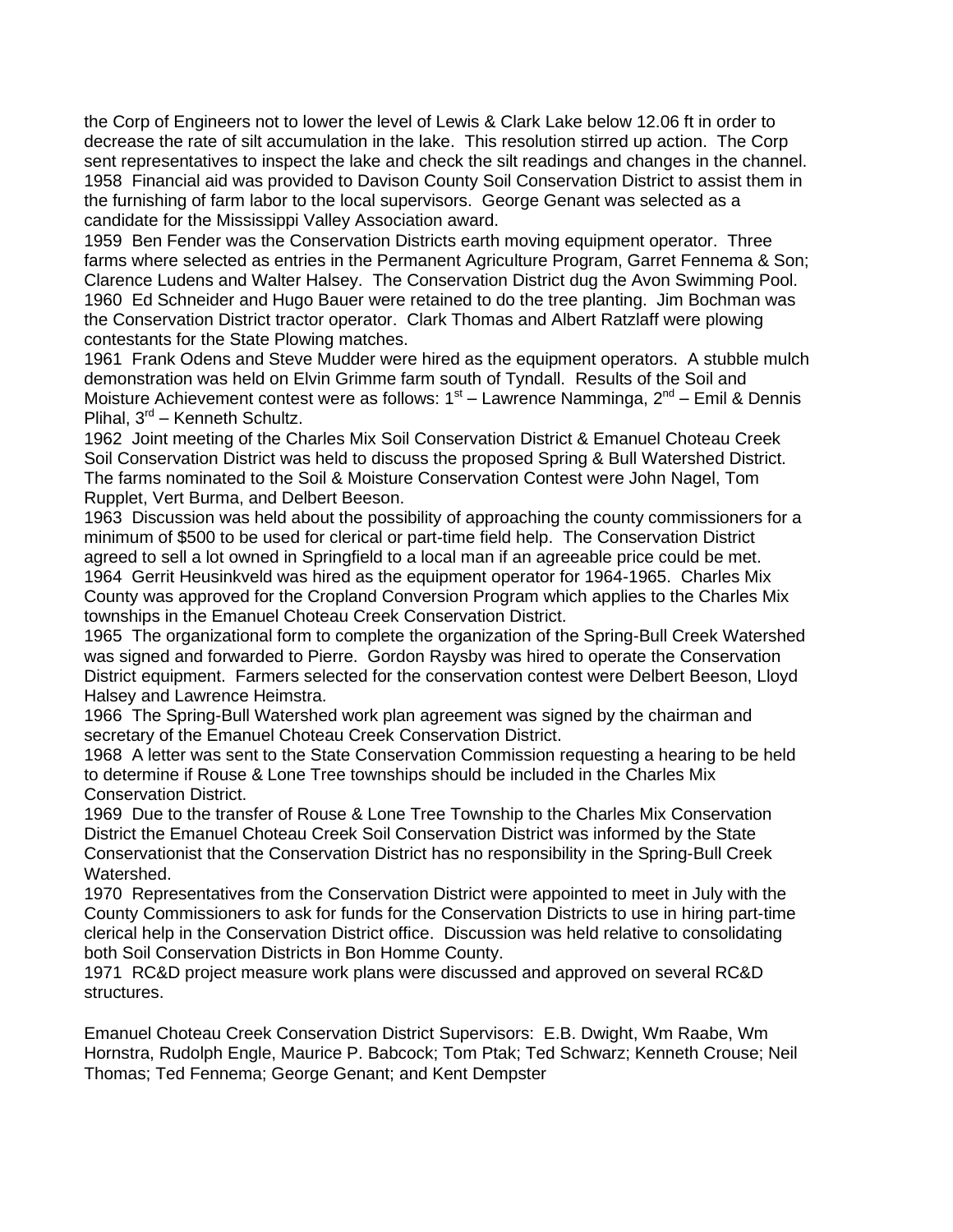the Corp of Engineers not to lower the level of Lewis & Clark Lake below 12.06 ft in order to decrease the rate of silt accumulation in the lake. This resolution stirred up action. The Corp sent representatives to inspect the lake and check the silt readings and changes in the channel.

1958 Financial aid was provided to Davison County Soil Conservation District to assist them in the furnishing of farm labor to the local supervisors. George Genant was selected as a candidate for the Mississippi Valley Association award.

1959 Ben Fender was the Conservation Districts earth moving equipment operator. Three farms where selected as entries in the Permanent Agriculture Program, Garret Fennema & Son; Clarence Ludens and Walter Halsey. The Conservation District dug the Avon Swimming Pool.

1960 Ed Schneider and Hugo Bauer were retained to do the tree planting. Jim Bochman was the Conservation District tractor operator. Clark Thomas and Albert Ratzlaff were plowing contestants for the State Plowing matches.

1961 Frank Odens and Steve Mudder were hired as the equipment operators. A stubble mulch demonstration was held on Elvin Grimme farm south of Tyndall. Results of the Soil and Moisture Achievement contest were as follows: 1st – Lawrence Namminga, 2nd – Emil & Dennis Plihal, 3rd – Kenneth Schultz.

1962 Joint meeting of the Charles Mix Soil Conservation District & Emanuel Choteau Creek Soil Conservation District was held to discuss the proposed Spring & Bull Watershed District. The farms nominated to the Soil & Moisture Conservation Contest were John Nagel, Tom Rupplet, Vert Burma, and Delbert Beeson.

1963 Discussion was held about the possibility of approaching the county commissioners for a minimum of $500 to be used for clerical or part-time field help. The Conservation District agreed to sell a lot owned in Springfield to a local man if an agreeable price could be met.

1964 Gerrit Heusinkveld was hired as the equipment operator for 1964-1965. Charles Mix County was approved for the Cropland Conversion Program which applies to the Charles Mix townships in the Emanuel Choteau Creek Conservation District.

1965 The organizational form to complete the organization of the Spring-Bull Creek Watershed was signed and forwarded to Pierre. Gordon Raysby was hired to operate the Conservation District equipment. Farmers selected for the conservation contest were Delbert Beeson, Lloyd Halsey and Lawrence Heimstra.

1966 The Spring-Bull Watershed work plan agreement was signed by the chairman and secretary of the Emanuel Choteau Creek Conservation District.

1968 A letter was sent to the State Conservation Commission requesting a hearing to be held to determine if Rouse & Lone Tree townships should be included in the Charles Mix Conservation District.

1969 Due to the transfer of Rouse & Lone Tree Township to the Charles Mix Conservation District the Emanuel Choteau Creek Soil Conservation District was informed by the State Conservationist that the Conservation District has no responsibility in the Spring-Bull Creek Watershed.

1970 Representatives from the Conservation District were appointed to meet in July with the County Commissioners to ask for funds for the Conservation Districts to use in hiring part-time clerical help in the Conservation District office. Discussion was held relative to consolidating both Soil Conservation Districts in Bon Homme County.

1971 RC&D project measure work plans were discussed and approved on several RC&D structures.

Emanuel Choteau Creek Conservation District Supervisors: E.B. Dwight, Wm Raabe, Wm Hornstra, Rudolph Engle, Maurice P. Babcock; Tom Ptak; Ted Schwarz; Kenneth Crouse; Neil Thomas; Ted Fennema; George Genant; and Kent Dempster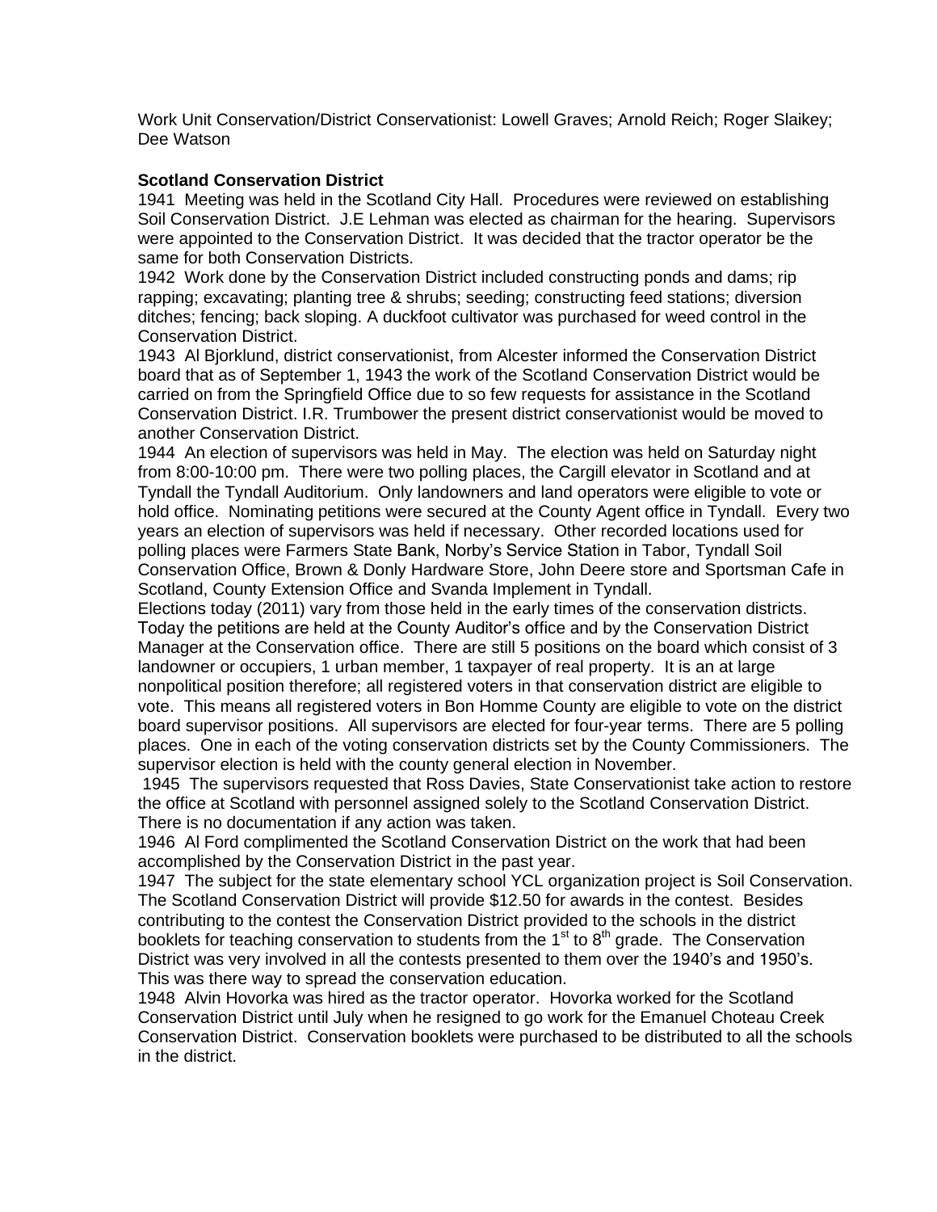Work Unit Conservation/District Conservationist: Lowell Graves; Arnold Reich; Roger Slaikey; Dee Watson

**Scotland Conservation District**

1941 Meeting was held in the Scotland City Hall. Procedures were reviewed on establishing Soil Conservation District. J.E Lehman was elected as chairman for the hearing. Supervisors were appointed to the Conservation District. It was decided that the tractor operator be the same for both Conservation Districts.

1942 Work done by the Conservation District included constructing ponds and dams; rip rapping; excavating; planting tree & shrubs; seeding; constructing feed stations; diversion ditches; fencing; back sloping. A duckfoot cultivator was purchased for weed control in the Conservation District.

1943 Al Bjorklund, district conservationist, from Alcester informed the Conservation District board that as of September 1, 1943 the work of the Scotland Conservation District would be carried on from the Springfield Office due to so few requests for assistance in the Scotland Conservation District. I.R. Trumbower the present district conservationist would be moved to another Conservation District.

1944 An election of supervisors was held in May. The election was held on Saturday night from 8:00-10:00 pm. There were two polling places, the Cargill elevator in Scotland and at Tyndall the Tyndall Auditorium. Only landowners and land operators were eligible to vote or hold office. Nominating petitions were secured at the County Agent office in Tyndall. Every two years an election of supervisors was held if necessary. Other recorded locations used for polling places were Farmers State Bank, Norby's Service Station in Tabor, Tyndall Soil Conservation Office, Brown & Donly Hardware Store, John Deere store and Sportsman Cafe in Scotland, County Extension Office and Svanda Implement in Tyndall.

Elections today (2011) vary from those held in the early times of the conservation districts. Today the petitions are held at the County Auditor's office and by the Conservation District Manager at the Conservation office. There are still 5 positions on the board which consist of 3 landowner or occupiers, 1 urban member, 1 taxpayer of real property. It is an at large nonpolitical position therefore; all registered voters in that conservation district are eligible to vote. This means all registered voters in Bon Homme County are eligible to vote on the district board supervisor positions. All supervisors are elected for four-year terms. There are 5 polling places. One in each of the voting conservation districts set by the County Commissioners. The supervisor election is held with the county general election in November.

1945 The supervisors requested that Ross Davies, State Conservationist take action to restore the office at Scotland with personnel assigned solely to the Scotland Conservation District. There is no documentation if any action was taken.

1946 Al Ford complimented the Scotland Conservation District on the work that had been accomplished by the Conservation District in the past year.

1947 The subject for the state elementary school YCL organization project is Soil Conservation. The Scotland Conservation District will provide $12.50 for awards in the contest. Besides contributing to the contest the Conservation District provided to the schools in the district booklets for teaching conservation to students from the 1st to 8th grade. The Conservation District was very involved in all the contests presented to them over the 1940's and 1950's. This was there way to spread the conservation education.

1948 Alvin Hovorka was hired as the tractor operator. Hovorka worked for the Scotland Conservation District until July when he resigned to go work for the Emanuel Choteau Creek Conservation District. Conservation booklets were purchased to be distributed to all the schools in the district.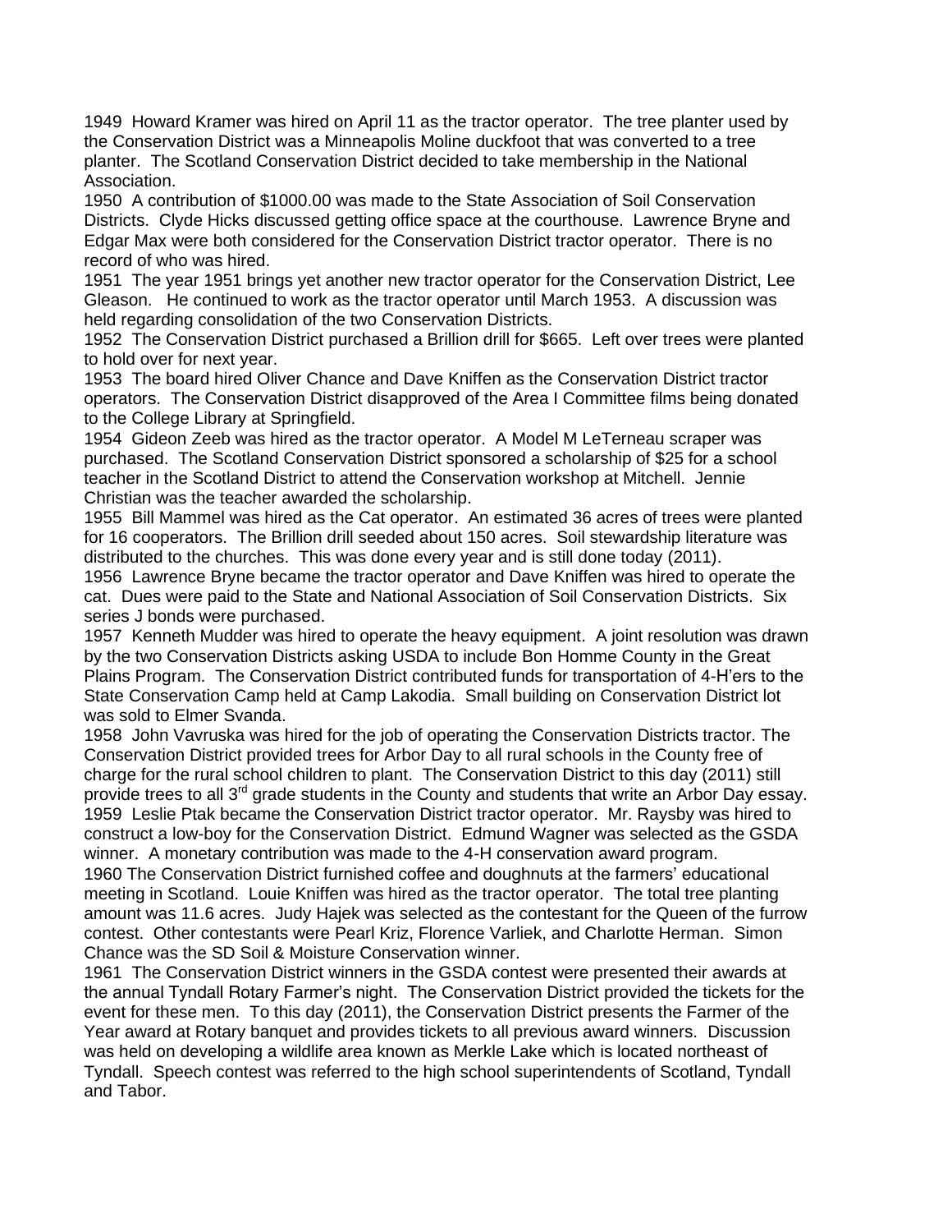1949 Howard Kramer was hired on April 11 as the tractor operator. The tree planter used by the Conservation District was a Minneapolis Moline duckfoot that was converted to a tree planter. The Scotland Conservation District decided to take membership in the National Association.

1950 A contribution of $1000.00 was made to the State Association of Soil Conservation Districts. Clyde Hicks discussed getting office space at the courthouse. Lawrence Bryne and Edgar Max were both considered for the Conservation District tractor operator. There is no record of who was hired.

1951 The year 1951 brings yet another new tractor operator for the Conservation District, Lee Gleason. He continued to work as the tractor operator until March 1953. A discussion was held regarding consolidation of the two Conservation Districts.

1952 The Conservation District purchased a Brillion drill for $665. Left over trees were planted to hold over for next year.

1953 The board hired Oliver Chance and Dave Kniffen as the Conservation District tractor operators. The Conservation District disapproved of the Area I Committee films being donated to the College Library at Springfield.

1954 Gideon Zeeb was hired as the tractor operator. A Model M LeTerneau scraper was purchased. The Scotland Conservation District sponsored a scholarship of $25 for a school teacher in the Scotland District to attend the Conservation workshop at Mitchell. Jennie Christian was the teacher awarded the scholarship.

1955 Bill Mammel was hired as the Cat operator. An estimated 36 acres of trees were planted for 16 cooperators. The Brillion drill seeded about 150 acres. Soil stewardship literature was distributed to the churches. This was done every year and is still done today (2011).

1956 Lawrence Bryne became the tractor operator and Dave Kniffen was hired to operate the cat. Dues were paid to the State and National Association of Soil Conservation Districts. Six series J bonds were purchased.

1957 Kenneth Mudder was hired to operate the heavy equipment. A joint resolution was drawn by the two Conservation Districts asking USDA to include Bon Homme County in the Great Plains Program. The Conservation District contributed funds for transportation of 4-H'ers to the State Conservation Camp held at Camp Lakodia. Small building on Conservation District lot was sold to Elmer Svanda.

1958 John Vavruska was hired for the job of operating the Conservation Districts tractor. The Conservation District provided trees for Arbor Day to all rural schools in the County free of charge for the rural school children to plant. The Conservation District to this day (2011) still provide trees to all 3rd grade students in the County and students that write an Arbor Day essay.

1959 Leslie Ptak became the Conservation District tractor operator. Mr. Raysby was hired to construct a low-boy for the Conservation District. Edmund Wagner was selected as the GSDA winner. A monetary contribution was made to the 4-H conservation award program.

1960 The Conservation District furnished coffee and doughnuts at the farmers' educational meeting in Scotland. Louie Kniffen was hired as the tractor operator. The total tree planting amount was 11.6 acres. Judy Hajek was selected as the contestant for the Queen of the furrow contest. Other contestants were Pearl Kriz, Florence Varliek, and Charlotte Herman. Simon Chance was the SD Soil & Moisture Conservation winner.

1961 The Conservation District winners in the GSDA contest were presented their awards at the annual Tyndall Rotary Farmer's night. The Conservation District provided the tickets for the event for these men. To this day (2011), the Conservation District presents the Farmer of the Year award at Rotary banquet and provides tickets to all previous award winners. Discussion was held on developing a wildlife area known as Merkle Lake which is located northeast of Tyndall. Speech contest was referred to the high school superintendents of Scotland, Tyndall and Tabor.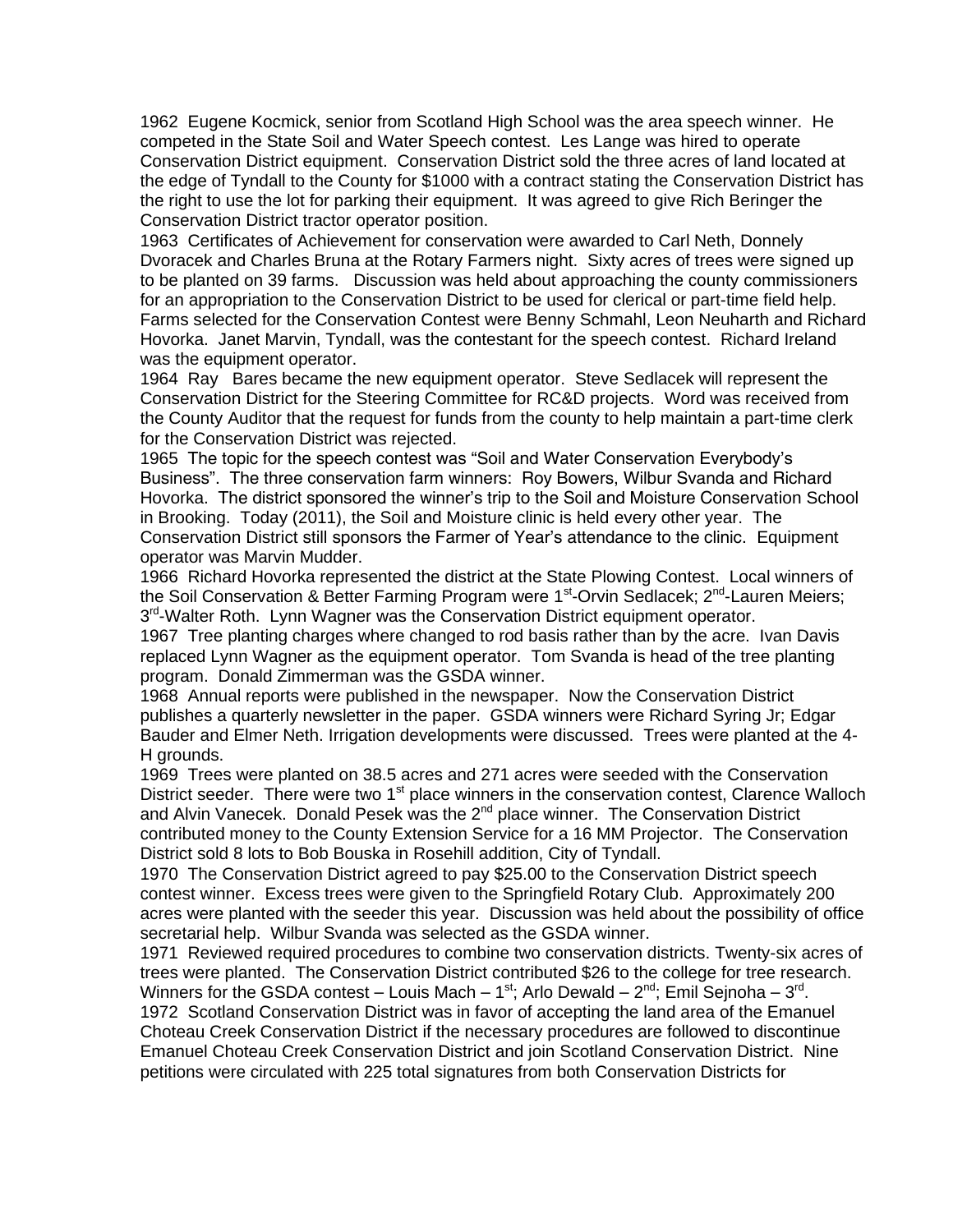1962 Eugene Kocmick, senior from Scotland High School was the area speech winner. He competed in the State Soil and Water Speech contest. Les Lange was hired to operate Conservation District equipment. Conservation District sold the three acres of land located at the edge of Tyndall to the County for $1000 with a contract stating the Conservation District has the right to use the lot for parking their equipment. It was agreed to give Rich Beringer the Conservation District tractor operator position.

1963 Certificates of Achievement for conservation were awarded to Carl Neth, Donnely Dvoracek and Charles Bruna at the Rotary Farmers night. Sixty acres of trees were signed up to be planted on 39 farms. Discussion was held about approaching the county commissioners for an appropriation to the Conservation District to be used for clerical or part-time field help. Farms selected for the Conservation Contest were Benny Schmahl, Leon Neuharth and Richard Hovorka. Janet Marvin, Tyndall, was the contestant for the speech contest. Richard Ireland was the equipment operator.

1964 Ray Bares became the new equipment operator. Steve Sedlacek will represent the Conservation District for the Steering Committee for RC&D projects. Word was received from the County Auditor that the request for funds from the county to help maintain a part-time clerk for the Conservation District was rejected.

1965 The topic for the speech contest was "Soil and Water Conservation Everybody's Business". The three conservation farm winners: Roy Bowers, Wilbur Svanda and Richard Hovorka. The district sponsored the winner's trip to the Soil and Moisture Conservation School in Brooking. Today (2011), the Soil and Moisture clinic is held every other year. The Conservation District still sponsors the Farmer of Year's attendance to the clinic. Equipment operator was Marvin Mudder.

1966 Richard Hovorka represented the district at the State Plowing Contest. Local winners of the Soil Conservation & Better Farming Program were 1st-Orvin Sedlacek; 2nd-Lauren Meiers; 3rd-Walter Roth. Lynn Wagner was the Conservation District equipment operator.

1967 Tree planting charges where changed to rod basis rather than by the acre. Ivan Davis replaced Lynn Wagner as the equipment operator. Tom Svanda is head of the tree planting program. Donald Zimmerman was the GSDA winner.

1968 Annual reports were published in the newspaper. Now the Conservation District publishes a quarterly newsletter in the paper. GSDA winners were Richard Syring Jr; Edgar Bauder and Elmer Neth. Irrigation developments were discussed. Trees were planted at the 4-H grounds.

1969 Trees were planted on 38.5 acres and 271 acres were seeded with the Conservation District seeder. There were two 1st place winners in the conservation contest, Clarence Walloch and Alvin Vanecek. Donald Pesek was the 2nd place winner. The Conservation District contributed money to the County Extension Service for a 16 MM Projector. The Conservation District sold 8 lots to Bob Bouska in Rosehill addition, City of Tyndall.

1970 The Conservation District agreed to pay $25.00 to the Conservation District speech contest winner. Excess trees were given to the Springfield Rotary Club. Approximately 200 acres were planted with the seeder this year. Discussion was held about the possibility of office secretarial help. Wilbur Svanda was selected as the GSDA winner.

1971 Reviewed required procedures to combine two conservation districts. Twenty-six acres of trees were planted. The Conservation District contributed $26 to the college for tree research. Winners for the GSDA contest – Louis Mach – 1st; Arlo Dewald – 2nd; Emil Sejnoha – 3rd.

1972 Scotland Conservation District was in favor of accepting the land area of the Emanuel Choteau Creek Conservation District if the necessary procedures are followed to discontinue Emanuel Choteau Creek Conservation District and join Scotland Conservation District. Nine petitions were circulated with 225 total signatures from both Conservation Districts for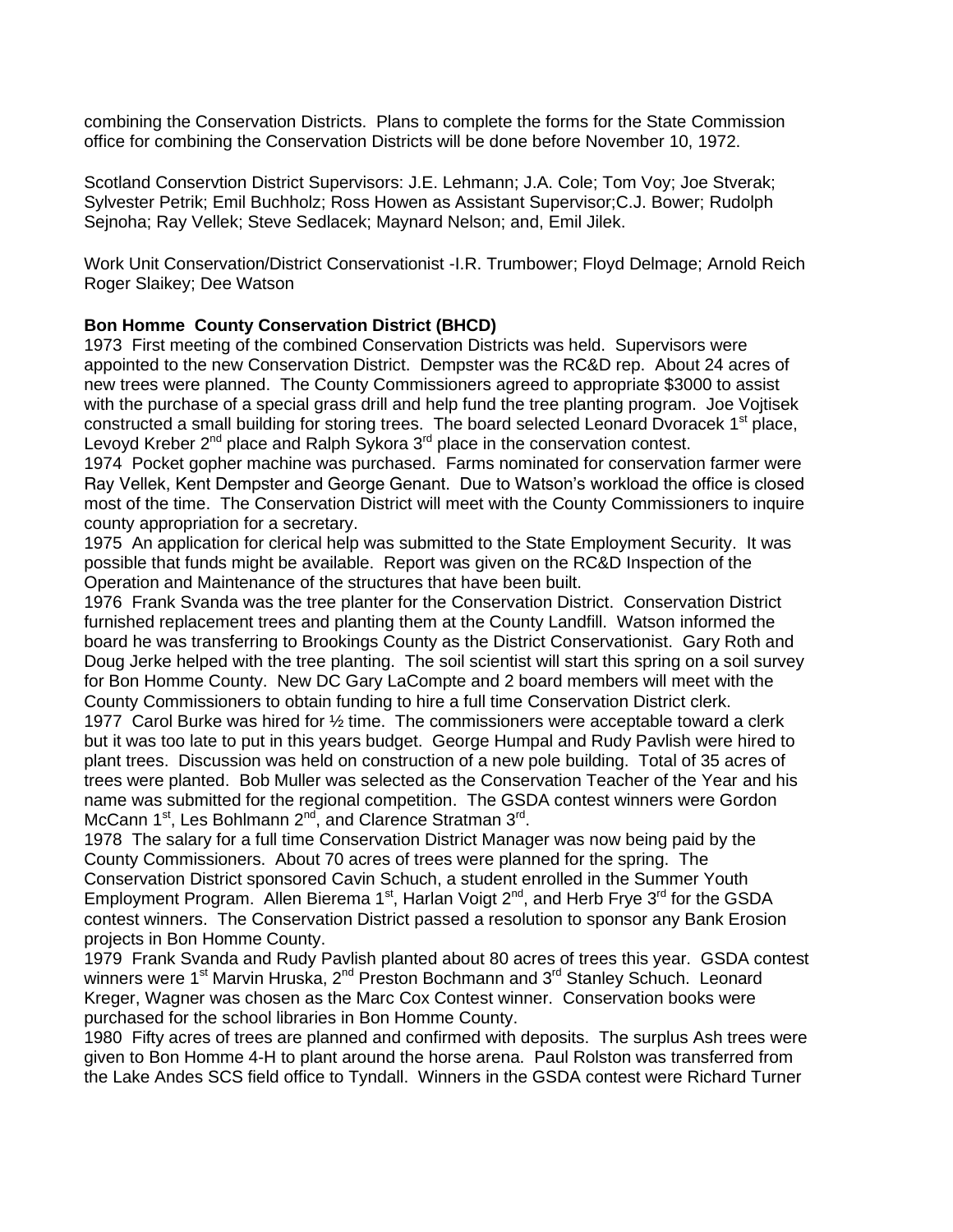combining the Conservation Districts. Plans to complete the forms for the State Commission office for combining the Conservation Districts will be done before November 10, 1972.

Scotland Conservtion District Supervisors: J.E. Lehmann; J.A. Cole; Tom Voy; Joe Stverak; Sylvester Petrik; Emil Buchholz; Ross Howen as Assistant Supervisor;C.J. Bower; Rudolph Sejnoha; Ray Vellek; Steve Sedlacek; Maynard Nelson; and, Emil Jilek.

Work Unit Conservation/District Conservationist -I.R. Trumbower; Floyd Delmage; Arnold Reich Roger Slaikey; Dee Watson

**Bon Homme County Conservation District (BHCD)**

1973 First meeting of the combined Conservation Districts was held. Supervisors were appointed to the new Conservation District. Dempster was the RC&D rep. About 24 acres of new trees were planned. The County Commissioners agreed to appropriate $3000 to assist with the purchase of a special grass drill and help fund the tree planting program. Joe Vojtisek constructed a small building for storing trees. The board selected Leonard Dvoracek 1st place, Levoyd Kreber 2nd place and Ralph Sykora 3rd place in the conservation contest.

1974 Pocket gopher machine was purchased. Farms nominated for conservation farmer were Ray Vellek, Kent Dempster and George Genant. Due to Watson's workload the office is closed most of the time. The Conservation District will meet with the County Commissioners to inquire county appropriation for a secretary.

1975 An application for clerical help was submitted to the State Employment Security. It was possible that funds might be available. Report was given on the RC&D Inspection of the Operation and Maintenance of the structures that have been built.

1976 Frank Svanda was the tree planter for the Conservation District. Conservation District furnished replacement trees and planting them at the County Landfill. Watson informed the board he was transferring to Brookings County as the District Conservationist. Gary Roth and Doug Jerke helped with the tree planting. The soil scientist will start this spring on a soil survey for Bon Homme County. New DC Gary LaCompte and 2 board members will meet with the County Commissioners to obtain funding to hire a full time Conservation District clerk.

1977 Carol Burke was hired for ½ time. The commissioners were acceptable toward a clerk but it was too late to put in this years budget. George Humpal and Rudy Pavlish were hired to plant trees. Discussion was held on construction of a new pole building. Total of 35 acres of trees were planted. Bob Muller was selected as the Conservation Teacher of the Year and his name was submitted for the regional competition. The GSDA contest winners were Gordon McCann 1st, Les Bohlmann 2nd, and Clarence Stratman 3rd.

1978 The salary for a full time Conservation District Manager was now being paid by the County Commissioners. About 70 acres of trees were planned for the spring. The Conservation District sponsored Cavin Schuch, a student enrolled in the Summer Youth Employment Program. Allen Bierema 1st, Harlan Voigt 2nd, and Herb Frye 3rd for the GSDA contest winners. The Conservation District passed a resolution to sponsor any Bank Erosion projects in Bon Homme County.

1979 Frank Svanda and Rudy Pavlish planted about 80 acres of trees this year. GSDA contest winners were 1st Marvin Hruska, 2nd Preston Bochmann and 3rd Stanley Schuch. Leonard Kreger, Wagner was chosen as the Marc Cox Contest winner. Conservation books were purchased for the school libraries in Bon Homme County.

1980 Fifty acres of trees are planned and confirmed with deposits. The surplus Ash trees were given to Bon Homme 4-H to plant around the horse arena. Paul Rolston was transferred from the Lake Andes SCS field office to Tyndall. Winners in the GSDA contest were Richard Turner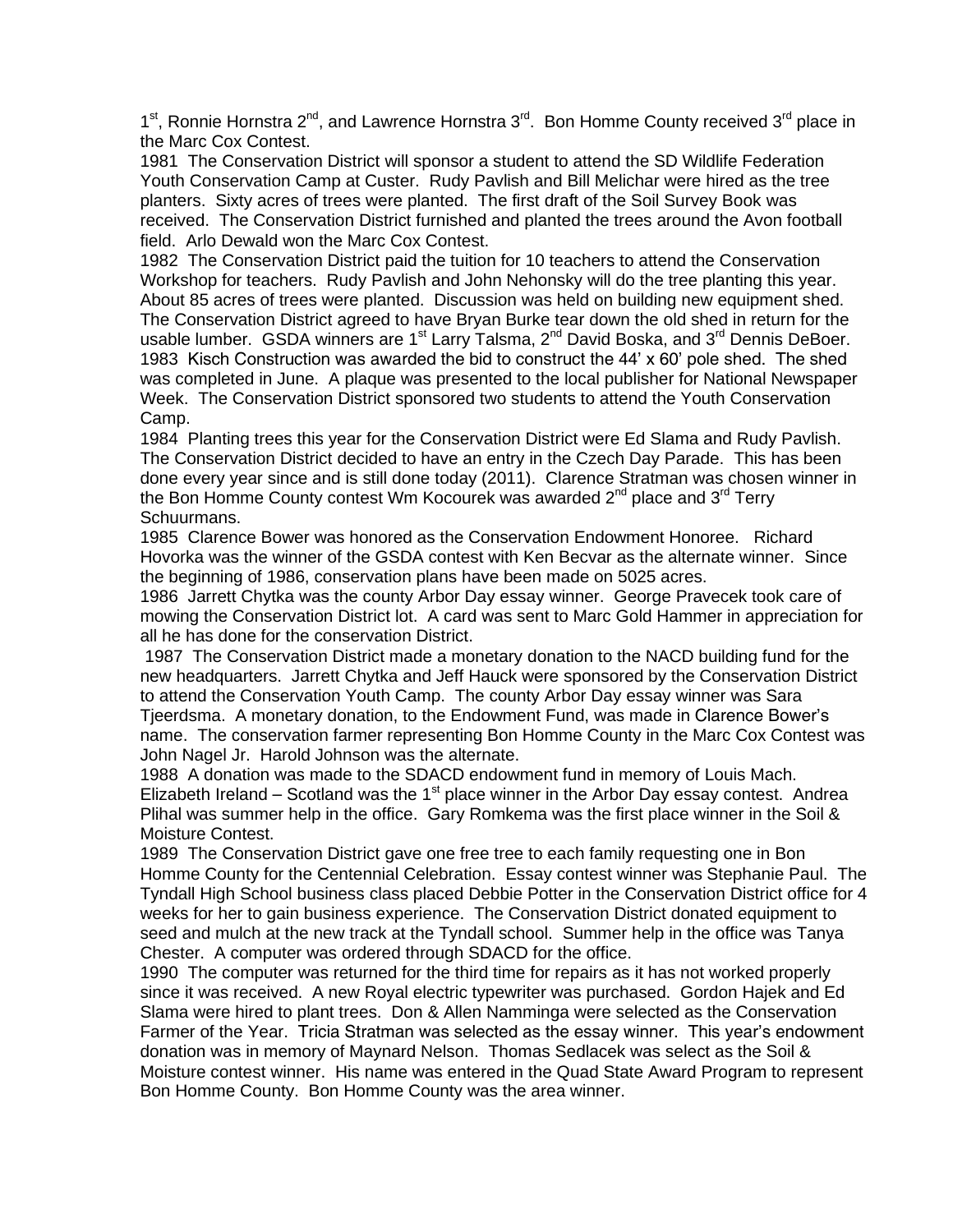1st, Ronnie Hornstra 2nd, and Lawrence Hornstra 3rd. Bon Homme County received 3rd place in the Marc Cox Contest.

1981 The Conservation District will sponsor a student to attend the SD Wildlife Federation Youth Conservation Camp at Custer. Rudy Pavlish and Bill Melichar were hired as the tree planters. Sixty acres of trees were planted. The first draft of the Soil Survey Book was received. The Conservation District furnished and planted the trees around the Avon football field. Arlo Dewald won the Marc Cox Contest.

1982 The Conservation District paid the tuition for 10 teachers to attend the Conservation Workshop for teachers. Rudy Pavlish and John Nehonsky will do the tree planting this year. About 85 acres of trees were planted. Discussion was held on building new equipment shed. The Conservation District agreed to have Bryan Burke tear down the old shed in return for the usable lumber. GSDA winners are 1st Larry Talsma, 2nd David Boska, and 3rd Dennis DeBoer.

1983 Kisch Construction was awarded the bid to construct the 44' x 60' pole shed. The shed was completed in June. A plaque was presented to the local publisher for National Newspaper Week. The Conservation District sponsored two students to attend the Youth Conservation Camp.

1984 Planting trees this year for the Conservation District were Ed Slama and Rudy Pavlish. The Conservation District decided to have an entry in the Czech Day Parade. This has been done every year since and is still done today (2011). Clarence Stratman was chosen winner in the Bon Homme County contest Wm Kocourek was awarded 2nd place and 3rd Terry Schuurmans.

1985 Clarence Bower was honored as the Conservation Endowment Honoree. Richard Hovorka was the winner of the GSDA contest with Ken Becvar as the alternate winner. Since the beginning of 1986, conservation plans have been made on 5025 acres.

1986 Jarrett Chytka was the county Arbor Day essay winner. George Pravecek took care of mowing the Conservation District lot. A card was sent to Marc Gold Hammer in appreciation for all he has done for the conservation District.

1987 The Conservation District made a monetary donation to the NACD building fund for the new headquarters. Jarrett Chytka and Jeff Hauck were sponsored by the Conservation District to attend the Conservation Youth Camp. The county Arbor Day essay winner was Sara Tjeerdsma. A monetary donation, to the Endowment Fund, was made in Clarence Bower's name. The conservation farmer representing Bon Homme County in the Marc Cox Contest was John Nagel Jr. Harold Johnson was the alternate.

1988 A donation was made to the SDACD endowment fund in memory of Louis Mach. Elizabeth Ireland – Scotland was the 1st place winner in the Arbor Day essay contest. Andrea Plihal was summer help in the office. Gary Romkema was the first place winner in the Soil & Moisture Contest.

1989 The Conservation District gave one free tree to each family requesting one in Bon Homme County for the Centennial Celebration. Essay contest winner was Stephanie Paul. The Tyndall High School business class placed Debbie Potter in the Conservation District office for 4 weeks for her to gain business experience. The Conservation District donated equipment to seed and mulch at the new track at the Tyndall school. Summer help in the office was Tanya Chester. A computer was ordered through SDACD for the office.

1990 The computer was returned for the third time for repairs as it has not worked properly since it was received. A new Royal electric typewriter was purchased. Gordon Hajek and Ed Slama were hired to plant trees. Don & Allen Namminga were selected as the Conservation Farmer of the Year. Tricia Stratman was selected as the essay winner. This year's endowment donation was in memory of Maynard Nelson. Thomas Sedlacek was select as the Soil & Moisture contest winner. His name was entered in the Quad State Award Program to represent Bon Homme County. Bon Homme County was the area winner.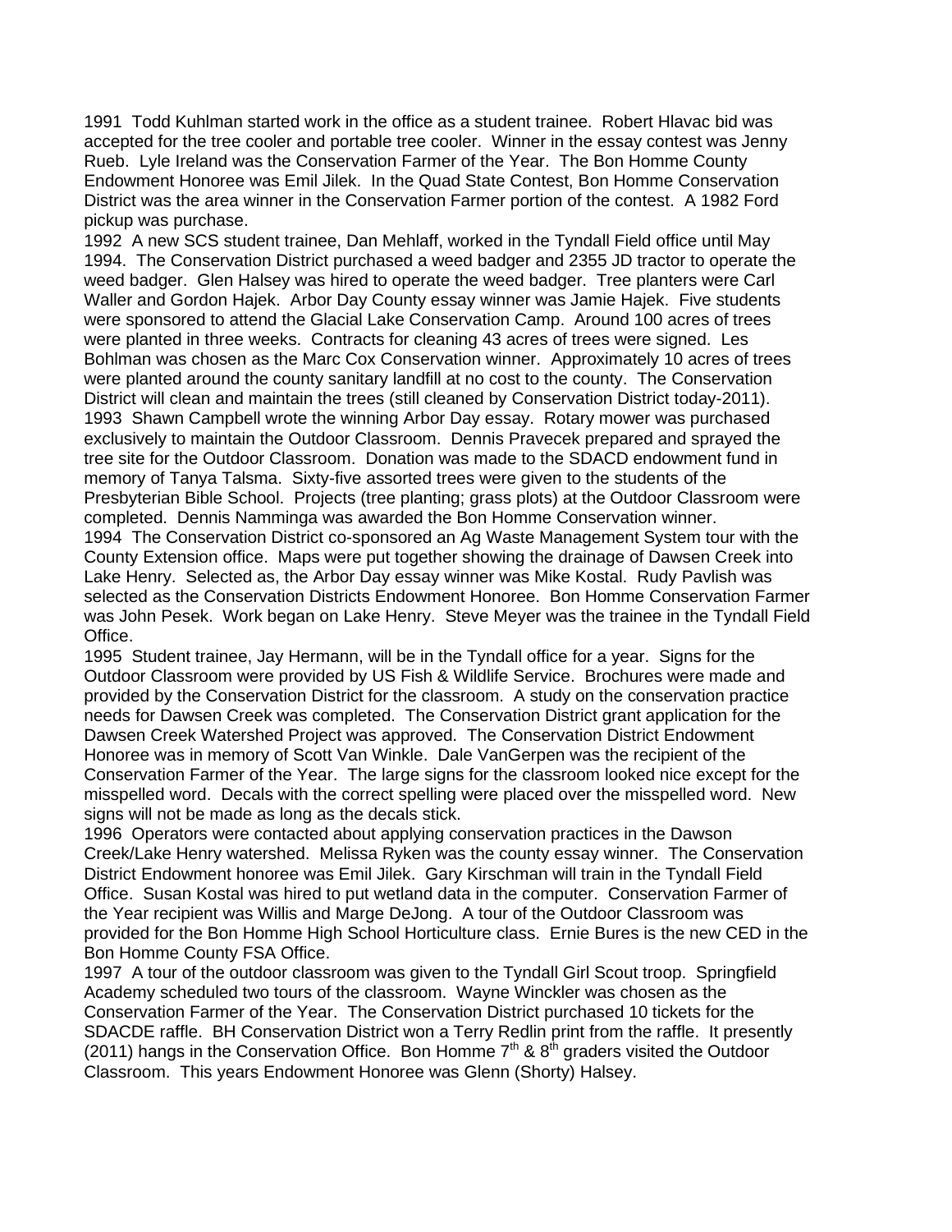1991 Todd Kuhlman started work in the office as a student trainee. Robert Hlavac bid was accepted for the tree cooler and portable tree cooler. Winner in the essay contest was Jenny Rueb. Lyle Ireland was the Conservation Farmer of the Year. The Bon Homme County Endowment Honoree was Emil Jilek. In the Quad State Contest, Bon Homme Conservation District was the area winner in the Conservation Farmer portion of the contest. A 1982 Ford pickup was purchase.

1992 A new SCS student trainee, Dan Mehlaff, worked in the Tyndall Field office until May 1994. The Conservation District purchased a weed badger and 2355 JD tractor to operate the weed badger. Glen Halsey was hired to operate the weed badger. Tree planters were Carl Waller and Gordon Hajek. Arbor Day County essay winner was Jamie Hajek. Five students were sponsored to attend the Glacial Lake Conservation Camp. Around 100 acres of trees were planted in three weeks. Contracts for cleaning 43 acres of trees were signed. Les Bohlman was chosen as the Marc Cox Conservation winner. Approximately 10 acres of trees were planted around the county sanitary landfill at no cost to the county. The Conservation District will clean and maintain the trees (still cleaned by Conservation District today-2011).

1993 Shawn Campbell wrote the winning Arbor Day essay. Rotary mower was purchased exclusively to maintain the Outdoor Classroom. Dennis Pravecek prepared and sprayed the tree site for the Outdoor Classroom. Donation was made to the SDACD endowment fund in memory of Tanya Talsma. Sixty-five assorted trees were given to the students of the Presbyterian Bible School. Projects (tree planting; grass plots) at the Outdoor Classroom were completed. Dennis Namminga was awarded the Bon Homme Conservation winner.

1994 The Conservation District co-sponsored an Ag Waste Management System tour with the County Extension office. Maps were put together showing the drainage of Dawsen Creek into Lake Henry. Selected as, the Arbor Day essay winner was Mike Kostal. Rudy Pavlish was selected as the Conservation Districts Endowment Honoree. Bon Homme Conservation Farmer was John Pesek. Work began on Lake Henry. Steve Meyer was the trainee in the Tyndall Field Office.

1995 Student trainee, Jay Hermann, will be in the Tyndall office for a year. Signs for the Outdoor Classroom were provided by US Fish & Wildlife Service. Brochures were made and provided by the Conservation District for the classroom. A study on the conservation practice needs for Dawsen Creek was completed. The Conservation District grant application for the Dawsen Creek Watershed Project was approved. The Conservation District Endowment Honoree was in memory of Scott Van Winkle. Dale VanGerpen was the recipient of the Conservation Farmer of the Year. The large signs for the classroom looked nice except for the misspelled word. Decals with the correct spelling were placed over the misspelled word. New signs will not be made as long as the decals stick.

1996 Operators were contacted about applying conservation practices in the Dawson Creek/Lake Henry watershed. Melissa Ryken was the county essay winner. The Conservation District Endowment honoree was Emil Jilek. Gary Kirschman will train in the Tyndall Field Office. Susan Kostal was hired to put wetland data in the computer. Conservation Farmer of the Year recipient was Willis and Marge DeJong. A tour of the Outdoor Classroom was provided for the Bon Homme High School Horticulture class. Ernie Bures is the new CED in the Bon Homme County FSA Office.

1997 A tour of the outdoor classroom was given to the Tyndall Girl Scout troop. Springfield Academy scheduled two tours of the classroom. Wayne Winckler was chosen as the Conservation Farmer of the Year. The Conservation District purchased 10 tickets for the SDACDE raffle. BH Conservation District won a Terry Redlin print from the raffle. It presently (2011) hangs in the Conservation Office. Bon Homme 7th & 8th graders visited the Outdoor Classroom. This years Endowment Honoree was Glenn (Shorty) Halsey.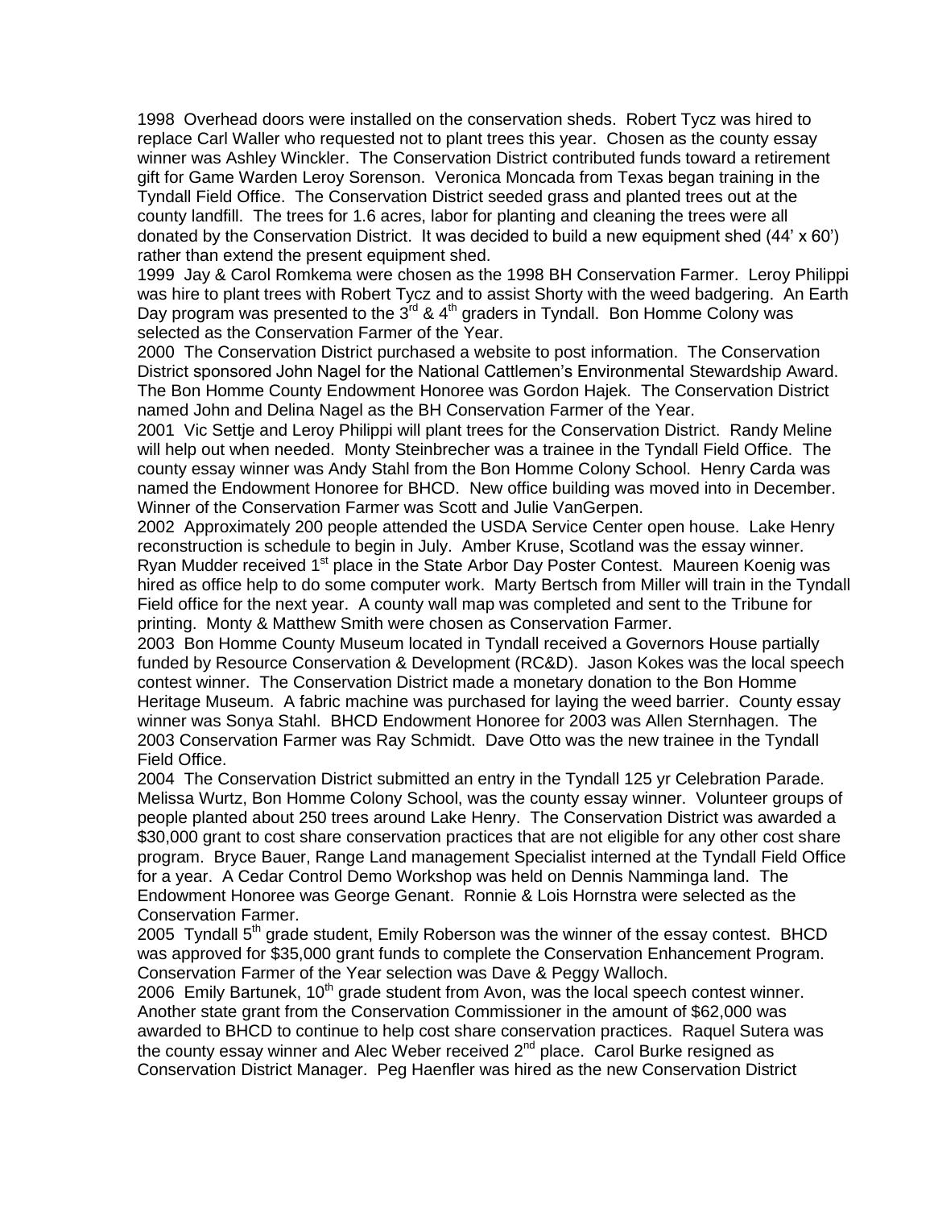1998 Overhead doors were installed on the conservation sheds. Robert Tycz was hired to replace Carl Waller who requested not to plant trees this year. Chosen as the county essay winner was Ashley Winckler. The Conservation District contributed funds toward a retirement gift for Game Warden Leroy Sorenson. Veronica Moncada from Texas began training in the Tyndall Field Office. The Conservation District seeded grass and planted trees out at the county landfill. The trees for 1.6 acres, labor for planting and cleaning the trees were all donated by the Conservation District. It was decided to build a new equipment shed (44' x 60') rather than extend the present equipment shed.

1999 Jay & Carol Romkema were chosen as the 1998 BH Conservation Farmer. Leroy Philippi was hire to plant trees with Robert Tycz and to assist Shorty with the weed badgering. An Earth Day program was presented to the 3rd & 4th graders in Tyndall. Bon Homme Colony was selected as the Conservation Farmer of the Year.

2000 The Conservation District purchased a website to post information. The Conservation District sponsored John Nagel for the National Cattlemen's Environmental Stewardship Award. The Bon Homme County Endowment Honoree was Gordon Hajek. The Conservation District named John and Delina Nagel as the BH Conservation Farmer of the Year.

2001 Vic Settje and Leroy Philippi will plant trees for the Conservation District. Randy Meline will help out when needed. Monty Steinbrecher was a trainee in the Tyndall Field Office. The county essay winner was Andy Stahl from the Bon Homme Colony School. Henry Carda was named the Endowment Honoree for BHCD. New office building was moved into in December. Winner of the Conservation Farmer was Scott and Julie VanGerpen.

2002 Approximately 200 people attended the USDA Service Center open house. Lake Henry reconstruction is schedule to begin in July. Amber Kruse, Scotland was the essay winner. Ryan Mudder received 1st place in the State Arbor Day Poster Contest. Maureen Koenig was hired as office help to do some computer work. Marty Bertsch from Miller will train in the Tyndall Field office for the next year. A county wall map was completed and sent to the Tribune for printing. Monty & Matthew Smith were chosen as Conservation Farmer.

2003 Bon Homme County Museum located in Tyndall received a Governors House partially funded by Resource Conservation & Development (RC&D). Jason Kokes was the local speech contest winner. The Conservation District made a monetary donation to the Bon Homme Heritage Museum. A fabric machine was purchased for laying the weed barrier. County essay winner was Sonya Stahl. BHCD Endowment Honoree for 2003 was Allen Sternhagen. The 2003 Conservation Farmer was Ray Schmidt. Dave Otto was the new trainee in the Tyndall Field Office.

2004 The Conservation District submitted an entry in the Tyndall 125 yr Celebration Parade. Melissa Wurtz, Bon Homme Colony School, was the county essay winner. Volunteer groups of people planted about 250 trees around Lake Henry. The Conservation District was awarded a $30,000 grant to cost share conservation practices that are not eligible for any other cost share program. Bryce Bauer, Range Land management Specialist interned at the Tyndall Field Office for a year. A Cedar Control Demo Workshop was held on Dennis Namminga land. The Endowment Honoree was George Genant. Ronnie & Lois Hornstra were selected as the Conservation Farmer.

2005 Tyndall 5th grade student, Emily Roberson was the winner of the essay contest. BHCD was approved for $35,000 grant funds to complete the Conservation Enhancement Program. Conservation Farmer of the Year selection was Dave & Peggy Walloch.

2006 Emily Bartunek, 10th grade student from Avon, was the local speech contest winner. Another state grant from the Conservation Commissioner in the amount of $62,000 was awarded to BHCD to continue to help cost share conservation practices. Raquel Sutera was the county essay winner and Alec Weber received 2nd place. Carol Burke resigned as Conservation District Manager. Peg Haenfler was hired as the new Conservation District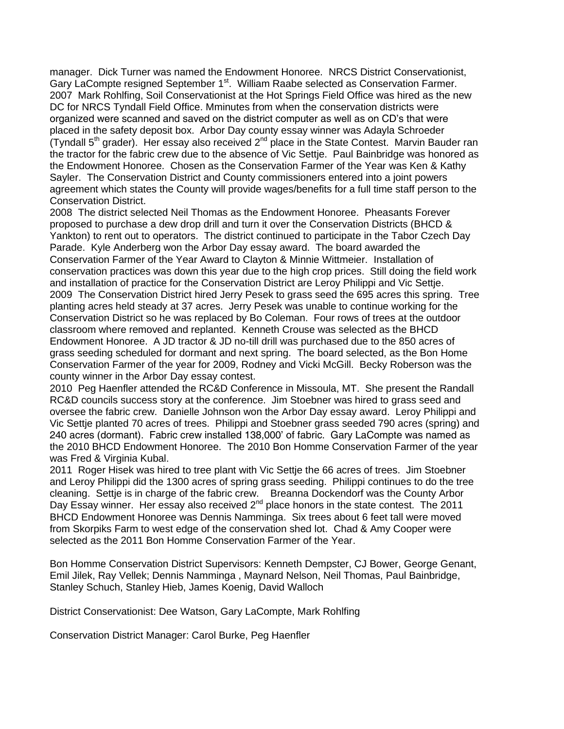manager. Dick Turner was named the Endowment Honoree. NRCS District Conservationist, Gary LaCompte resigned September 1st. William Raabe selected as Conservation Farmer.
2007 Mark Rohlfing, Soil Conservationist at the Hot Springs Field Office was hired as the new DC for NRCS Tyndall Field Office. Mminutes from when the conservation districts were organized were scanned and saved on the district computer as well as on CD's that were placed in the safety deposit box. Arbor Day county essay winner was Adayla Schroeder (Tyndall 5th grader). Her essay also received 2nd place in the State Contest. Marvin Bauder ran the tractor for the fabric crew due to the absence of Vic Settje. Paul Bainbridge was honored as the Endowment Honoree. Chosen as the Conservation Farmer of the Year was Ken & Kathy Sayler. The Conservation District and County commissioners entered into a joint powers agreement which states the County will provide wages/benefits for a full time staff person to the Conservation District.
2008 The district selected Neil Thomas as the Endowment Honoree. Pheasants Forever proposed to purchase a dew drop drill and turn it over the Conservation Districts (BHCD & Yankton) to rent out to operators. The district continued to participate in the Tabor Czech Day Parade. Kyle Anderberg won the Arbor Day essay award. The board awarded the Conservation Farmer of the Year Award to Clayton & Minnie Wittmeier. Installation of conservation practices was down this year due to the high crop prices. Still doing the field work and installation of practice for the Conservation District are Leroy Philippi and Vic Settje.
2009 The Conservation District hired Jerry Pesek to grass seed the 695 acres this spring. Tree planting acres held steady at 37 acres. Jerry Pesek was unable to continue working for the Conservation District so he was replaced by Bo Coleman. Four rows of trees at the outdoor classroom where removed and replanted. Kenneth Crouse was selected as the BHCD Endowment Honoree. A JD tractor & JD no-till drill was purchased due to the 850 acres of grass seeding scheduled for dormant and next spring. The board selected, as the Bon Home Conservation Farmer of the year for 2009, Rodney and Vicki McGill. Becky Roberson was the county winner in the Arbor Day essay contest.
2010 Peg Haenfler attended the RC&D Conference in Missoula, MT. She present the Randall RC&D councils success story at the conference. Jim Stoebner was hired to grass seed and oversee the fabric crew. Danielle Johnson won the Arbor Day essay award. Leroy Philippi and Vic Settje planted 70 acres of trees. Philippi and Stoebner grass seeded 790 acres (spring) and 240 acres (dormant). Fabric crew installed 138,000' of fabric. Gary LaCompte was named as the 2010 BHCD Endowment Honoree. The 2010 Bon Homme Conservation Farmer of the year was Fred & Virginia Kubal.
2011 Roger Hisek was hired to tree plant with Vic Settje the 66 acres of trees. Jim Stoebner and Leroy Philippi did the 1300 acres of spring grass seeding. Philippi continues to do the tree cleaning. Settje is in charge of the fabric crew. Breanna Dockendorf was the County Arbor Day Essay winner. Her essay also received 2nd place honors in the state contest. The 2011 BHCD Endowment Honoree was Dennis Namminga. Six trees about 6 feet tall were moved from Skorpiks Farm to west edge of the conservation shed lot. Chad & Amy Cooper were selected as the 2011 Bon Homme Conservation Farmer of the Year.

Bon Homme Conservation District Supervisors: Kenneth Dempster, CJ Bower, George Genant, Emil Jilek, Ray Vellek; Dennis Namminga , Maynard Nelson, Neil Thomas, Paul Bainbridge, Stanley Schuch, Stanley Hieb, James Koenig, David Walloch

District Conservationist: Dee Watson, Gary LaCompte, Mark Rohlfing

Conservation District Manager: Carol Burke, Peg Haenfler